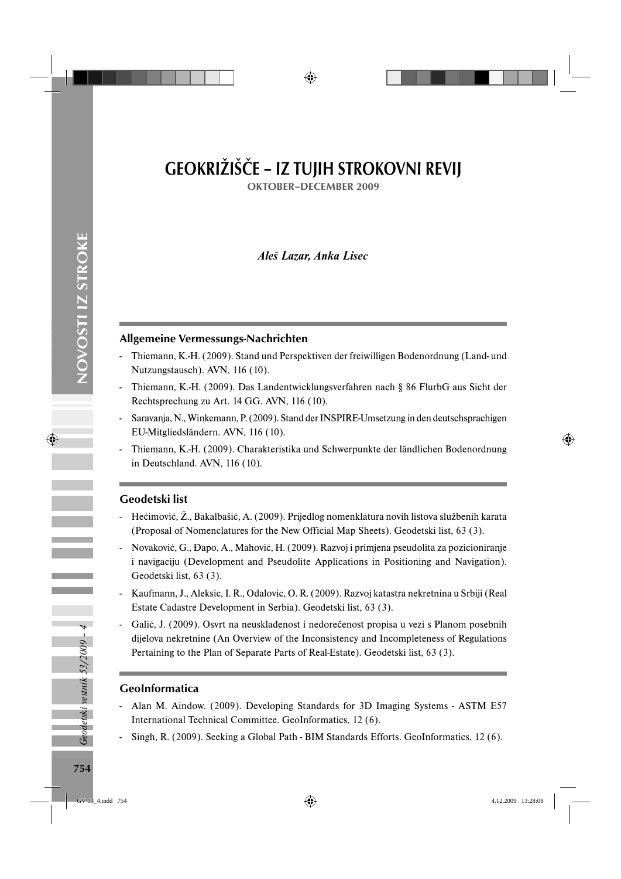# GEOKRIŽIŠČE – IZ TUJIH STROKOVNI REVIJ

**OKTOBER–DECEMBER 2009**

*Aleš Lazar, Anka Lisec*

## Allgemeine Vermessungs-Nachrichten

- Thiemann, K.-H. (2009). Stand und Perspektiven der freiwilligen Bodenordnung (Land- und Nutzungstausch). AVN, 116 (10).
- Thiemann, K.-H. (2009). Das Landentwicklungsverfahren nach § 86 FlurbG aus Sicht der Rechtsprechung zu Art. 14 GG. AVN, 116 (10).
- Saravanja, N., Winkemann, P. (2009). Stand der INSPIRE-Umsetzung in den deutschsprachigen EU-Mitgliedsländern. AVN, 116 (10).
- Thiemann, K.-H. (2009). Charakteristika und Schwerpunkte der ländlichen Bodenordnung in Deutschland. AVN, 116 (10).

## Geodetski list

- Hećimović, Ž., Bakalbašić, A. (2009). Prijedlog nomenklatura novih listova službenih karata (Proposal of Nomenclatures for the New Official Map Sheets). Geodetski list, 63 (3).
- Novaković, G., Đapo, A., Mahović, H. (2009). Razvoj i primjena pseudolita za pozicioniranje i navigaciju (Development and Pseudolite Applications in Positioning and Navigation). Geodetski list, 63 (3).
- Kaufmann, J., Aleksic, I. R., Odalovic, O. R. (2009). Razvoj katastra nekretnina u Srbiji (Real Estate Cadastre Development in Serbia). Geodetski list, 63 (3).
- Galić, J. (2009). Osvrt na neusklađenost i nedorečenost propisa u vezi s Planom posebnih dijelova nekretnine (An Overview of the Inconsistency and Incompleteness of Regulations Pertaining to the Plan of Separate Parts of Real-Estate). Geodetski list, 63 (3).

## GeoInformatica

- Alan M. Aindow. (2009). Developing Standards for 3D Imaging Systems - ASTM E57 International Technical Committee. GeoInformatics, 12 (6).
- Singh, R. (2009). Seeking a Global Path - BIM Standards Efforts. GeoInformatics, 12 (6).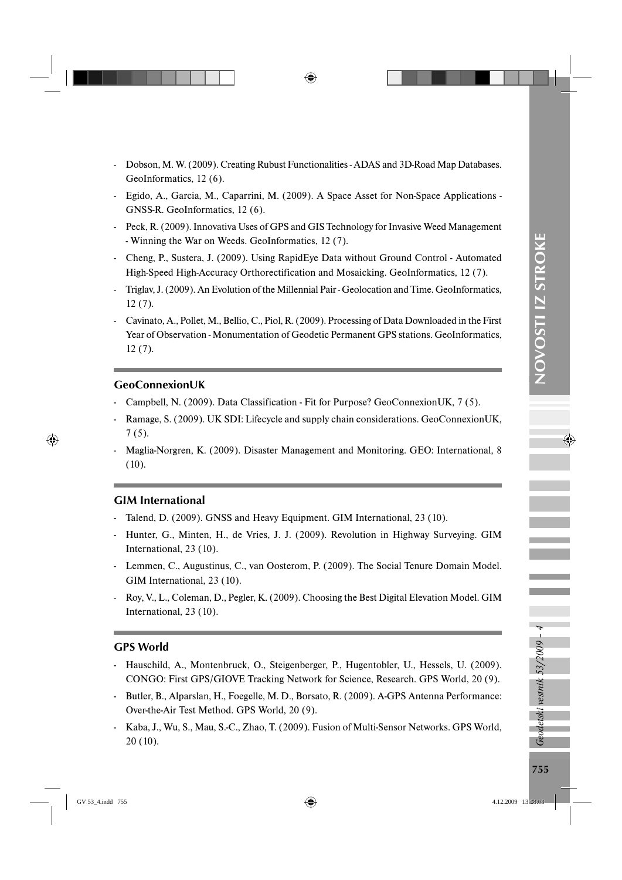- Dobson, M. W. (2009). Creating Rubust Functionalities - ADAS and 3D-Road Map Databases. GeoInformatics, 12 (6).
- Egido, A., Garcia, M., Caparrini, M. (2009). A Space Asset for Non-Space Applications - GNSS-R. GeoInformatics, 12 (6).
- Peck, R. (2009). Innovativa Uses of GPS and GIS Technology for Invasive Weed Management - Winning the War on Weeds. GeoInformatics, 12 (7).
- Cheng, P., Sustera, J. (2009). Using RapidEye Data without Ground Control - Automated High-Speed High-Accuracy Orthorectification and Mosaicking. GeoInformatics, 12 (7).
- Triglav, J. (2009). An Evolution of the Millennial Pair - Geolocation and Time. GeoInformatics, 12 (7).
- Cavinato, A., Pollet, M., Bellio, C., Piol, R. (2009). Processing of Data Downloaded in the First Year of Observation - Monumentation of Geodetic Permanent GPS stations. GeoInformatics, 12 (7).

## GeoConnexionUK

- Campbell, N. (2009). Data Classification - Fit for Purpose? GeoConnexionUK, 7 (5).
- Ramage, S. (2009). UK SDI: Lifecycle and supply chain considerations. GeoConnexionUK, 7 (5).
- Maglia-Norgren, K. (2009). Disaster Management and Monitoring. GEO: International, 8 (10).

## GIM International

- Talend, D. (2009). GNSS and Heavy Equipment. GIM International, 23 (10).
- Hunter, G., Minten, H., de Vries, J. J. (2009). Revolution in Highway Surveying. GIM International, 23 (10).
- Lemmen, C., Augustinus, C., van Oosterom, P. (2009). The Social Tenure Domain Model. GIM International, 23 (10).
- Roy, V., L., Coleman, D., Pegler, K. (2009). Choosing the Best Digital Elevation Model. GIM International, 23 (10).

## GPS World

- Hauschild, A., Montenbruck, O., Steigenberger, P., Hugentobler, U., Hessels, U. (2009). CONGO: First GPS/GIOVE Tracking Network for Science, Research. GPS World, 20 (9).
- Butler, B., Alparslan, H., Foegelle, M. D., Borsato, R. (2009). A-GPS Antenna Performance: Over-the-Air Test Method. GPS World, 20 (9).
- Kaba, J., Wu, S., Mau, S.-C., Zhao, T. (2009). Fusion of Multi-Sensor Networks. GPS World, 20 (10).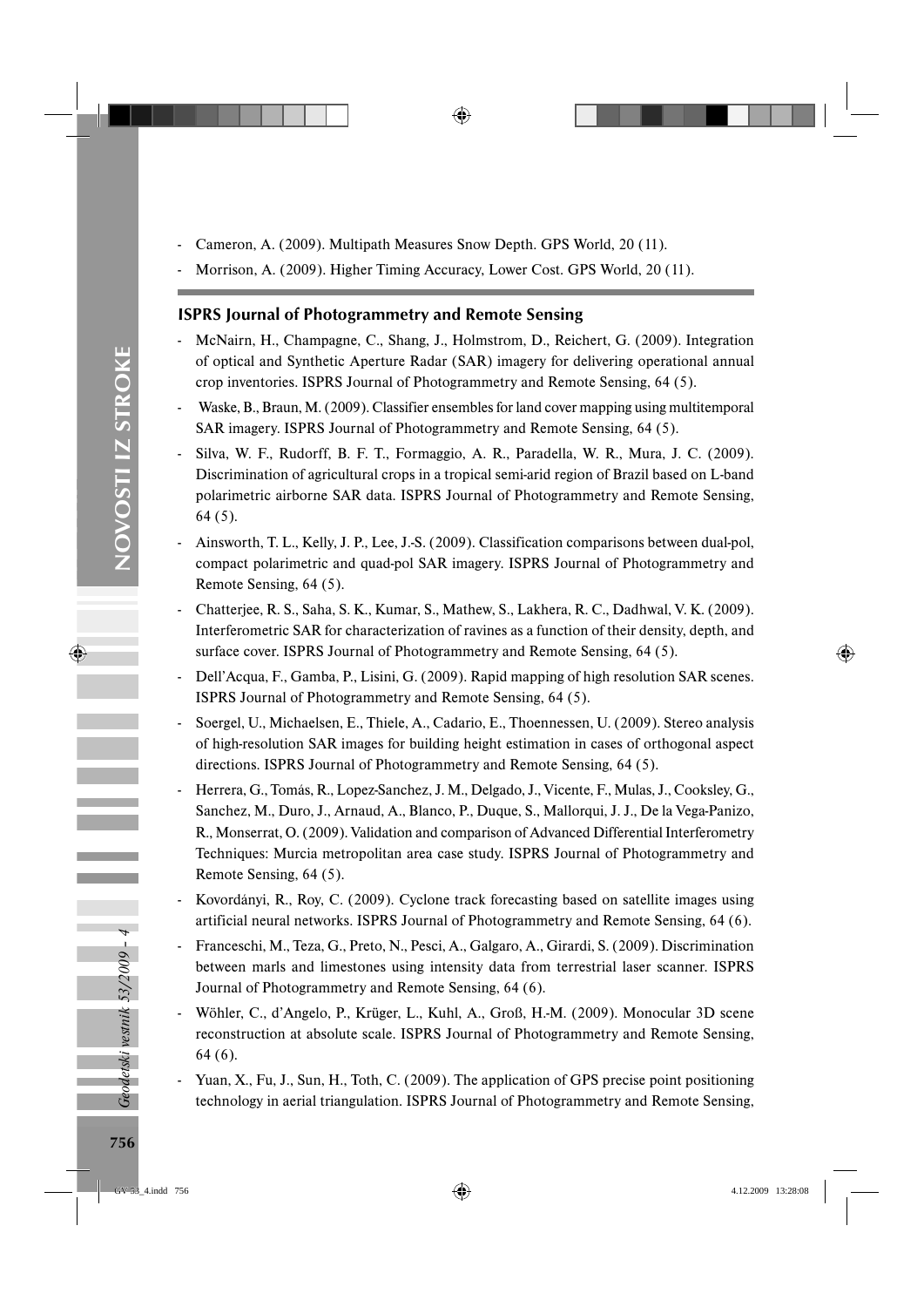- Cameron, A. (2009). Multipath Measures Snow Depth. GPS World, 20 (11).
- Morrison, A. (2009). Higher Timing Accuracy, Lower Cost. GPS World, 20 (11).

### ISPRS Journal of Photogrammetry and Remote Sensing

- McNairn, H., Champagne, C., Shang, J., Holmstrom, D., Reichert, G. (2009). Integration of optical and Synthetic Aperture Radar (SAR) imagery for delivering operational annual crop inventories. ISPRS Journal of Photogrammetry and Remote Sensing, 64 (5).
- Waske, B., Braun, M. (2009). Classifier ensembles for land cover mapping using multitemporal SAR imagery. ISPRS Journal of Photogrammetry and Remote Sensing, 64 (5).
- Silva, W. F., Rudorff, B. F. T., Formaggio, A. R., Paradella, W. R., Mura, J. C. (2009). Discrimination of agricultural crops in a tropical semi-arid region of Brazil based on L-band polarimetric airborne SAR data. ISPRS Journal of Photogrammetry and Remote Sensing, 64 (5).
- Ainsworth, T. L., Kelly, J. P., Lee, J.-S. (2009). Classification comparisons between dual-pol, compact polarimetric and quad-pol SAR imagery. ISPRS Journal of Photogrammetry and Remote Sensing, 64 (5).
- Chatterjee, R. S., Saha, S. K., Kumar, S., Mathew, S., Lakhera, R. C., Dadhwal, V. K. (2009). Interferometric SAR for characterization of ravines as a function of their density, depth, and surface cover. ISPRS Journal of Photogrammetry and Remote Sensing, 64 (5).
- Dell'Acqua, F., Gamba, P., Lisini, G. (2009). Rapid mapping of high resolution SAR scenes. ISPRS Journal of Photogrammetry and Remote Sensing, 64 (5).
- Soergel, U., Michaelsen, E., Thiele, A., Cadario, E., Thoennessen, U. (2009). Stereo analysis of high-resolution SAR images for building height estimation in cases of orthogonal aspect directions. ISPRS Journal of Photogrammetry and Remote Sensing, 64 (5).
- Herrera, G., Tomás, R., Lopez-Sanchez, J. M., Delgado, J., Vicente, F., Mulas, J., Cooksley, G., Sanchez, M., Duro, J., Arnaud, A., Blanco, P., Duque, S., Mallorqui, J. J., De la Vega-Panizo, R., Monserrat, O. (2009). Validation and comparison of Advanced Differential Interferometry Techniques: Murcia metropolitan area case study. ISPRS Journal of Photogrammetry and Remote Sensing, 64 (5).
- Kovordányi, R., Roy, C. (2009). Cyclone track forecasting based on satellite images using artificial neural networks. ISPRS Journal of Photogrammetry and Remote Sensing, 64 (6).
- Franceschi, M., Teza, G., Preto, N., Pesci, A., Galgaro, A., Girardi, S. (2009). Discrimination between marls and limestones using intensity data from terrestrial laser scanner. ISPRS Journal of Photogrammetry and Remote Sensing, 64 (6).
- Wöhler, C., d'Angelo, P., Krüger, L., Kuhl, A., Groß, H.-M. (2009). Monocular 3D scene reconstruction at absolute scale. ISPRS Journal of Photogrammetry and Remote Sensing, 64 (6).
- Yuan, X., Fu, J., Sun, H., Toth, C. (2009). The application of GPS precise point positioning technology in aerial triangulation. ISPRS Journal of Photogrammetry and Remote Sensing,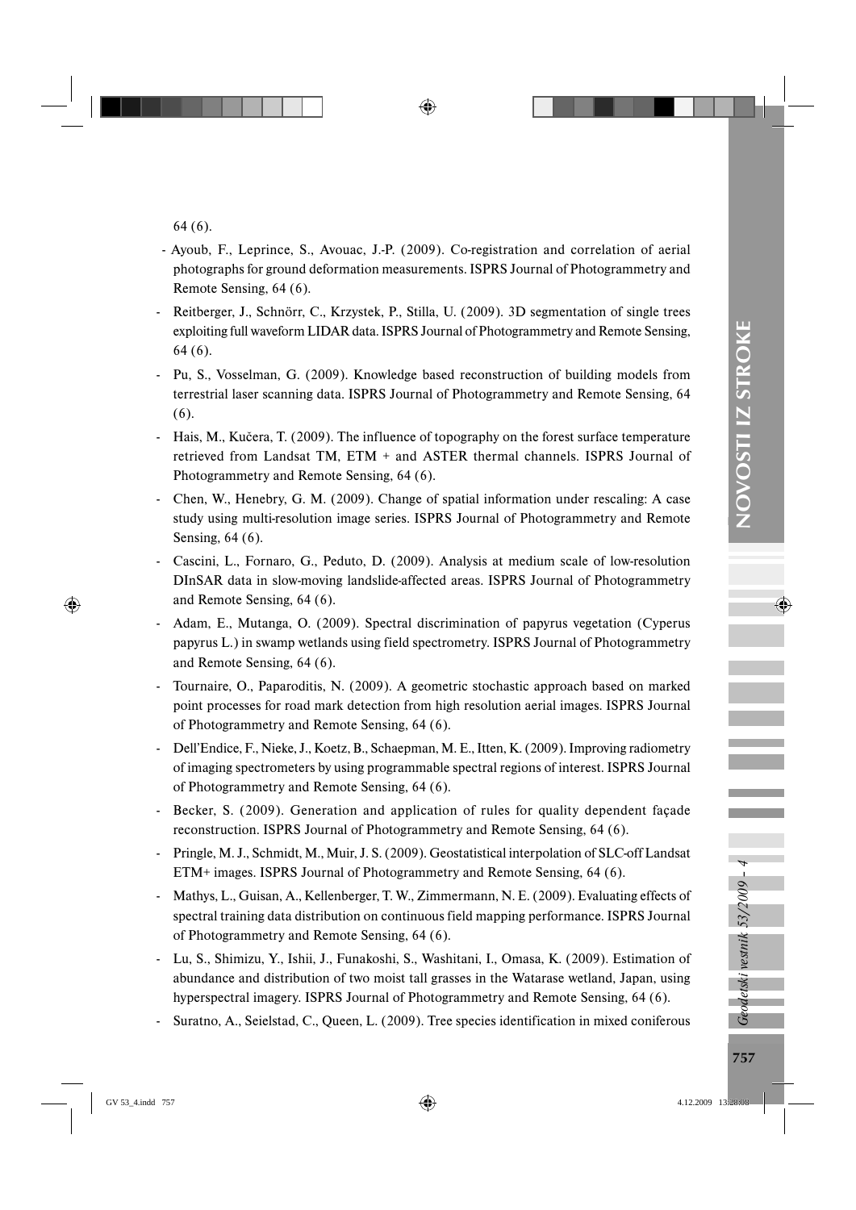64 (6).

- Ayoub, F., Leprince, S., Avouac, J.-P. (2009). Co-registration and correlation of aerial photographs for ground deformation measurements. ISPRS Journal of Photogrammetry and Remote Sensing, 64 (6).
- Reitberger, J., Schnörr, C., Krzystek, P., Stilla, U. (2009). 3D segmentation of single trees exploiting full waveform LIDAR data. ISPRS Journal of Photogrammetry and Remote Sensing, 64 (6).
- Pu, S., Vosselman, G. (2009). Knowledge based reconstruction of building models from terrestrial laser scanning data. ISPRS Journal of Photogrammetry and Remote Sensing, 64 (6).
- Hais, M., Kučera, T. (2009). The influence of topography on the forest surface temperature retrieved from Landsat TM, ETM + and ASTER thermal channels. ISPRS Journal of Photogrammetry and Remote Sensing, 64 (6).
- Chen, W., Henebry, G. M. (2009). Change of spatial information under rescaling: A case study using multi-resolution image series. ISPRS Journal of Photogrammetry and Remote Sensing, 64 (6).
- Cascini, L., Fornaro, G., Peduto, D. (2009). Analysis at medium scale of low-resolution DInSAR data in slow-moving landslide-affected areas. ISPRS Journal of Photogrammetry and Remote Sensing, 64 (6).
- Adam, E., Mutanga, O. (2009). Spectral discrimination of papyrus vegetation (Cyperus papyrus L.) in swamp wetlands using field spectrometry. ISPRS Journal of Photogrammetry and Remote Sensing, 64 (6).
- Tournaire, O., Paparoditis, N. (2009). A geometric stochastic approach based on marked point processes for road mark detection from high resolution aerial images. ISPRS Journal of Photogrammetry and Remote Sensing, 64 (6).
- Dell'Endice, F., Nieke, J., Koetz, B., Schaepman, M. E., Itten, K. (2009). Improving radiometry of imaging spectrometers by using programmable spectral regions of interest. ISPRS Journal of Photogrammetry and Remote Sensing, 64 (6).
- Becker, S. (2009). Generation and application of rules for quality dependent façade reconstruction. ISPRS Journal of Photogrammetry and Remote Sensing, 64 (6).
- Pringle, M. J., Schmidt, M., Muir, J. S. (2009). Geostatistical interpolation of SLC-off Landsat ETM+ images. ISPRS Journal of Photogrammetry and Remote Sensing, 64 (6).
- Mathys, L., Guisan, A., Kellenberger, T. W., Zimmermann, N. E. (2009). Evaluating effects of spectral training data distribution on continuous field mapping performance. ISPRS Journal of Photogrammetry and Remote Sensing, 64 (6).
- Lu, S., Shimizu, Y., Ishii, J., Funakoshi, S., Washitani, I., Omasa, K. (2009). Estimation of abundance and distribution of two moist tall grasses in the Watarase wetland, Japan, using hyperspectral imagery. ISPRS Journal of Photogrammetry and Remote Sensing, 64 (6).
- Suratno, A., Seielstad, C., Queen, L. (2009). Tree species identification in mixed coniferous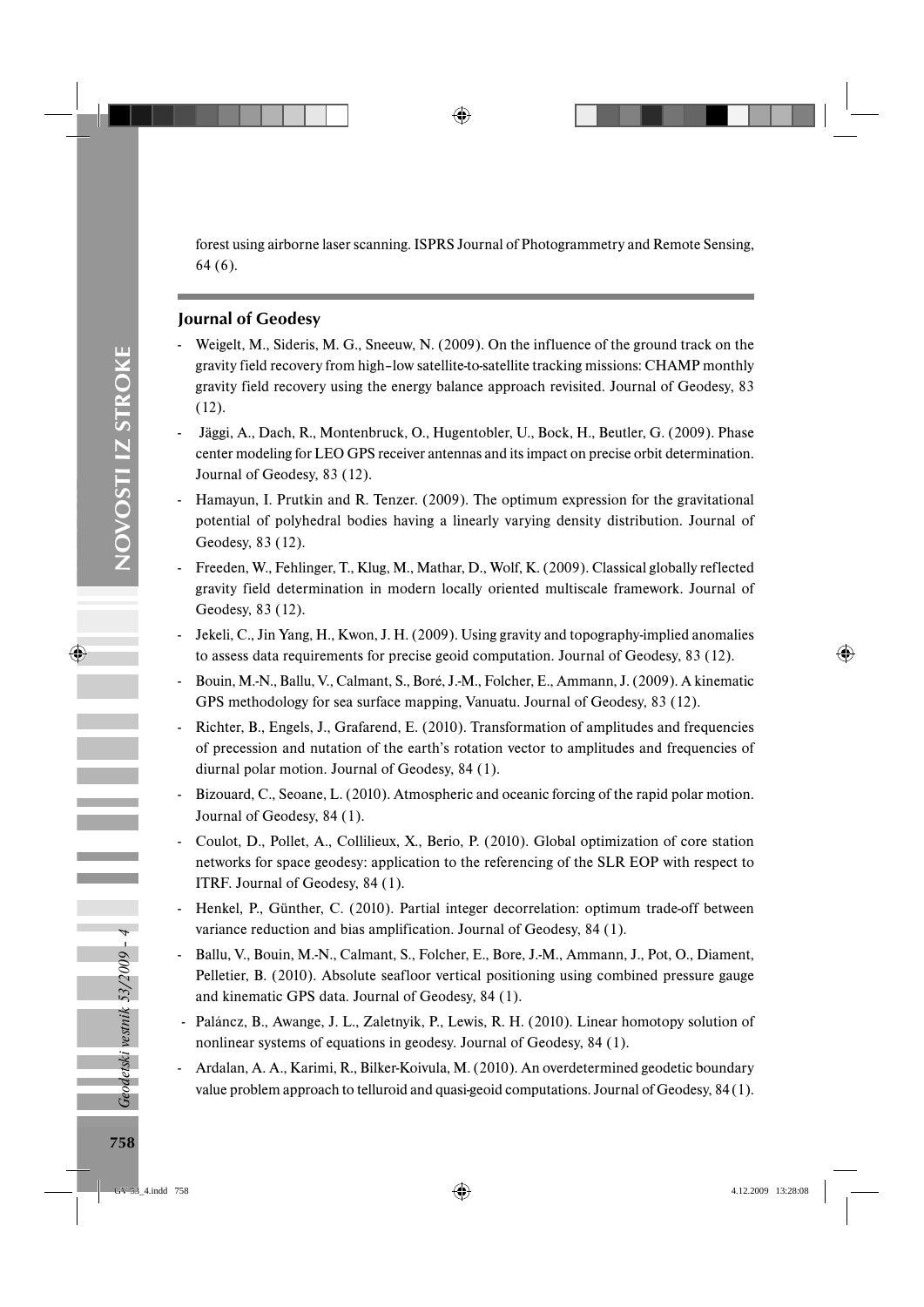forest using airborne laser scanning. ISPRS Journal of Photogrammetry and Remote Sensing, 64 (6).

## Journal of Geodesy

- Weigelt, M., Sideris, M. G., Sneeuw, N. (2009). On the influence of the ground track on the gravity field recovery from high–low satellite-to-satellite tracking missions: CHAMP monthly gravity field recovery using the energy balance approach revisited. Journal of Geodesy, 83 (12).
- Jäggi, A., Dach, R., Montenbruck, O., Hugentobler, U., Bock, H., Beutler, G. (2009). Phase center modeling for LEO GPS receiver antennas and its impact on precise orbit determination. Journal of Geodesy, 83 (12).
- Hamayun, I. Prutkin and R. Tenzer. (2009). The optimum expression for the gravitational potential of polyhedral bodies having a linearly varying density distribution. Journal of Geodesy, 83 (12).
- Freeden, W., Fehlinger, T., Klug, M., Mathar, D., Wolf, K. (2009). Classical globally reflected gravity field determination in modern locally oriented multiscale framework. Journal of Geodesy, 83 (12).
- Jekeli, C., Jin Yang, H., Kwon, J. H. (2009). Using gravity and topography-implied anomalies to assess data requirements for precise geoid computation. Journal of Geodesy, 83 (12).
- Bouin, M.-N., Ballu, V., Calmant, S., Boré, J.-M., Folcher, E., Ammann, J. (2009). A kinematic GPS methodology for sea surface mapping, Vanuatu. Journal of Geodesy, 83 (12).
- Richter, B., Engels, J., Grafarend, E. (2010). Transformation of amplitudes and frequencies of precession and nutation of the earth's rotation vector to amplitudes and frequencies of diurnal polar motion. Journal of Geodesy, 84 (1).
- Bizouard, C., Seoane, L. (2010). Atmospheric and oceanic forcing of the rapid polar motion. Journal of Geodesy, 84 (1).
- Coulot, D., Pollet, A., Collilieux, X., Berio, P. (2010). Global optimization of core station networks for space geodesy: application to the referencing of the SLR EOP with respect to ITRF. Journal of Geodesy, 84 (1).
- Henkel, P., Günther, C. (2010). Partial integer decorrelation: optimum trade-off between variance reduction and bias amplification. Journal of Geodesy, 84 (1).
- Ballu, V., Bouin, M.-N., Calmant, S., Folcher, E., Bore, J.-M., Ammann, J., Pot, O., Diament, Pelletier, B. (2010). Absolute seafloor vertical positioning using combined pressure gauge and kinematic GPS data. Journal of Geodesy, 84 (1).
- Paláncz, B., Awange, J. L., Zaletnyik, P., Lewis, R. H. (2010). Linear homotopy solution of nonlinear systems of equations in geodesy. Journal of Geodesy, 84 (1).
- Ardalan, A. A., Karimi, R., Bilker-Koivula, M. (2010). An overdetermined geodetic boundary value problem approach to telluroid and quasi-geoid computations. Journal of Geodesy, 84 (1).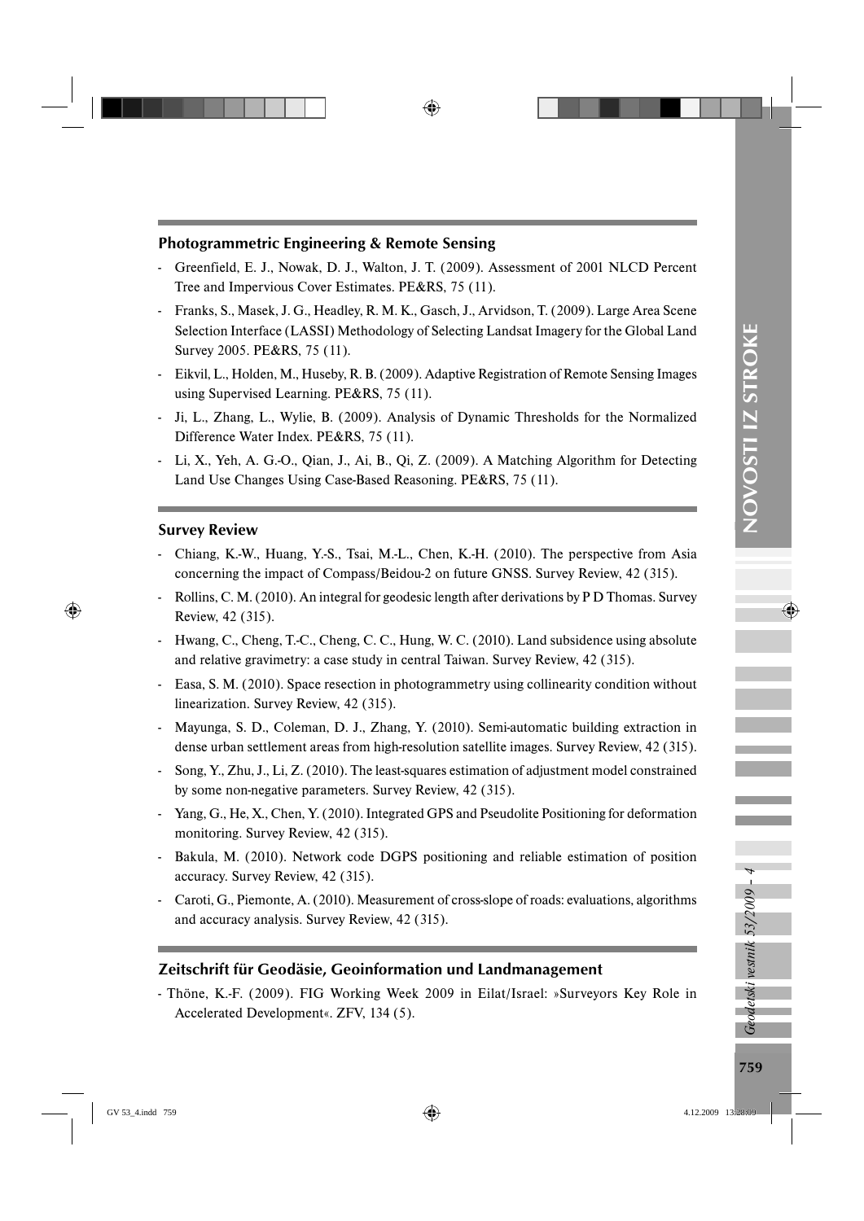### Photogrammetric Engineering & Remote Sensing

- Greenfield, E. J., Nowak, D. J., Walton, J. T. (2009). Assessment of 2001 NLCD Percent Tree and Impervious Cover Estimates. PE&RS, 75 (11).
- Franks, S., Masek, J. G., Headley, R. M. K., Gasch, J., Arvidson, T. (2009). Large Area Scene Selection Interface (LASSI) Methodology of Selecting Landsat Imagery for the Global Land Survey 2005. PE&RS, 75 (11).
- Eikvil, L., Holden, M., Huseby, R. B. (2009). Adaptive Registration of Remote Sensing Images using Supervised Learning. PE&RS, 75 (11).
- Ji, L., Zhang, L., Wylie, B. (2009). Analysis of Dynamic Thresholds for the Normalized Difference Water Index. PE&RS, 75 (11).
- Li, X., Yeh, A. G.-O., Qian, J., Ai, B., Qi, Z. (2009). A Matching Algorithm for Detecting Land Use Changes Using Case-Based Reasoning. PE&RS, 75 (11).

### Survey Review

- Chiang, K.-W., Huang, Y.-S., Tsai, M.-L., Chen, K.-H. (2010). The perspective from Asia concerning the impact of Compass/Beidou-2 on future GNSS. Survey Review, 42 (315).
- Rollins, C. M. (2010). An integral for geodesic length after derivations by P D Thomas. Survey Review, 42 (315).
- Hwang, C., Cheng, T.-C., Cheng, C. C., Hung, W. C. (2010). Land subsidence using absolute and relative gravimetry: a case study in central Taiwan. Survey Review, 42 (315).
- Easa, S. M. (2010). Space resection in photogrammetry using collinearity condition without linearization. Survey Review, 42 (315).
- Mayunga, S. D., Coleman, D. J., Zhang, Y. (2010). Semi-automatic building extraction in dense urban settlement areas from high-resolution satellite images. Survey Review, 42 (315).
- Song, Y., Zhu, J., Li, Z. (2010). The least-squares estimation of adjustment model constrained by some non-negative parameters. Survey Review, 42 (315).
- Yang, G., He, X., Chen, Y. (2010). Integrated GPS and Pseudolite Positioning for deformation monitoring. Survey Review, 42 (315).
- Bakula, M. (2010). Network code DGPS positioning and reliable estimation of position accuracy. Survey Review, 42 (315).
- Caroti, G., Piemonte, A. (2010). Measurement of cross-slope of roads: evaluations, algorithms and accuracy analysis. Survey Review, 42 (315).

### Zeitschrift für Geodäsie, Geoinformation und Landmanagement

- Thöne, K.-F. (2009). FIG Working Week 2009 in Eilat/Israel: »Surveyors Key Role in Accelerated Development«. ZFV, 134 (5).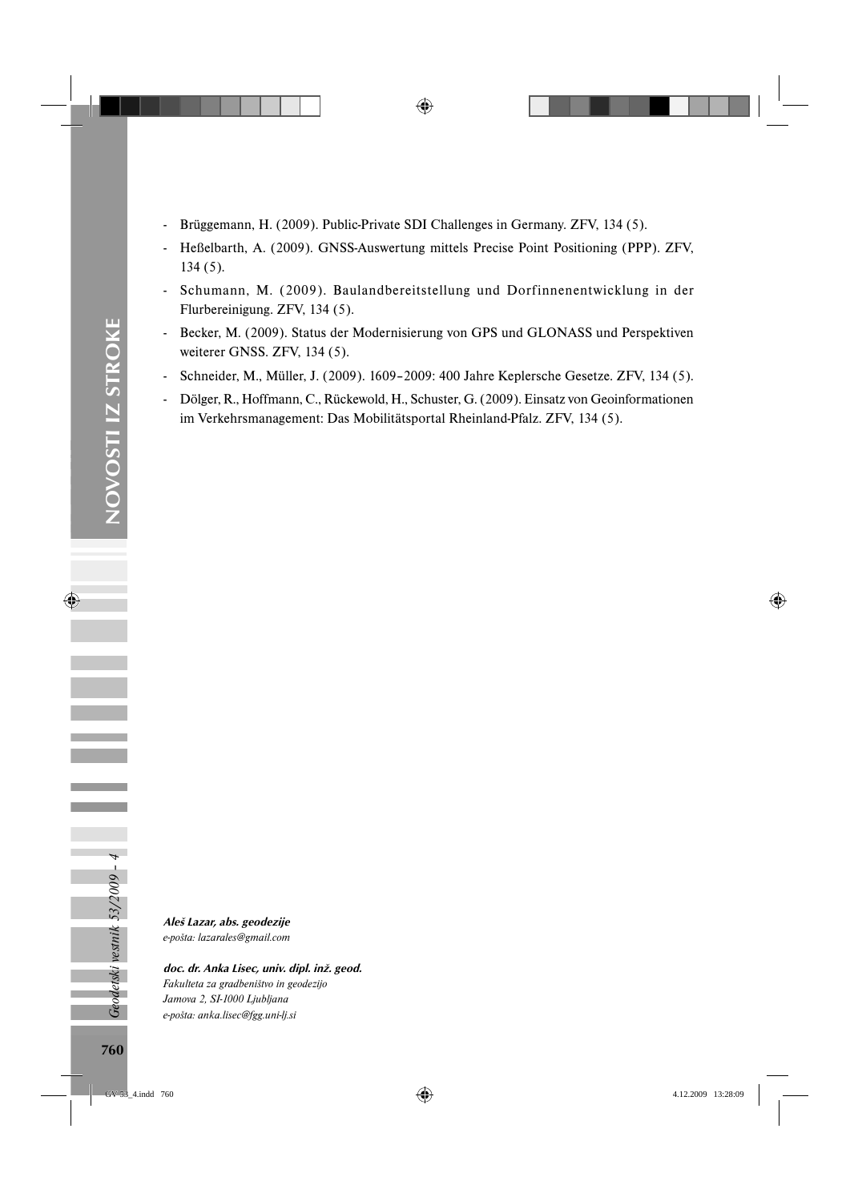- Brüggemann, H. (2009). Public-Private SDI Challenges in Germany. ZFV, 134 (5).
- Heßelbarth, A. (2009). GNSS-Auswertung mittels Precise Point Positioning (PPP). ZFV, 134 (5).
- Schumann, M. (2009). Baulandbereitstellung und Dorfinnenentwicklung in der Flurbereinigung. ZFV, 134 (5).
- Becker, M. (2009). Status der Modernisierung von GPS und GLONASS und Perspektiven weiterer GNSS. ZFV, 134 (5).
- Schneider, M., Müller, J. (2009). 1609–2009: 400 Jahre Keplersche Gesetze. ZFV, 134 (5).
- Dölger, R., Hoffmann, C., Rückewold, H., Schuster, G. (2009). Einsatz von Geoinformationen im Verkehrsmanagement: Das Mobilitätsportal Rheinland-Pfalz. ZFV, 134 (5).

***Aleš Lazar, abs. geodezije***
*e-pošta: lazarales@gmail.com*

***doc. dr. Anka Lisec, univ. dipl. inž. geod.***
*Fakulteta za gradbeništvo in geodezijo*
*Jamova 2, SI-1000 Ljubljana*
*e-pošta: anka.lisec@fgg.uni-lj.si*